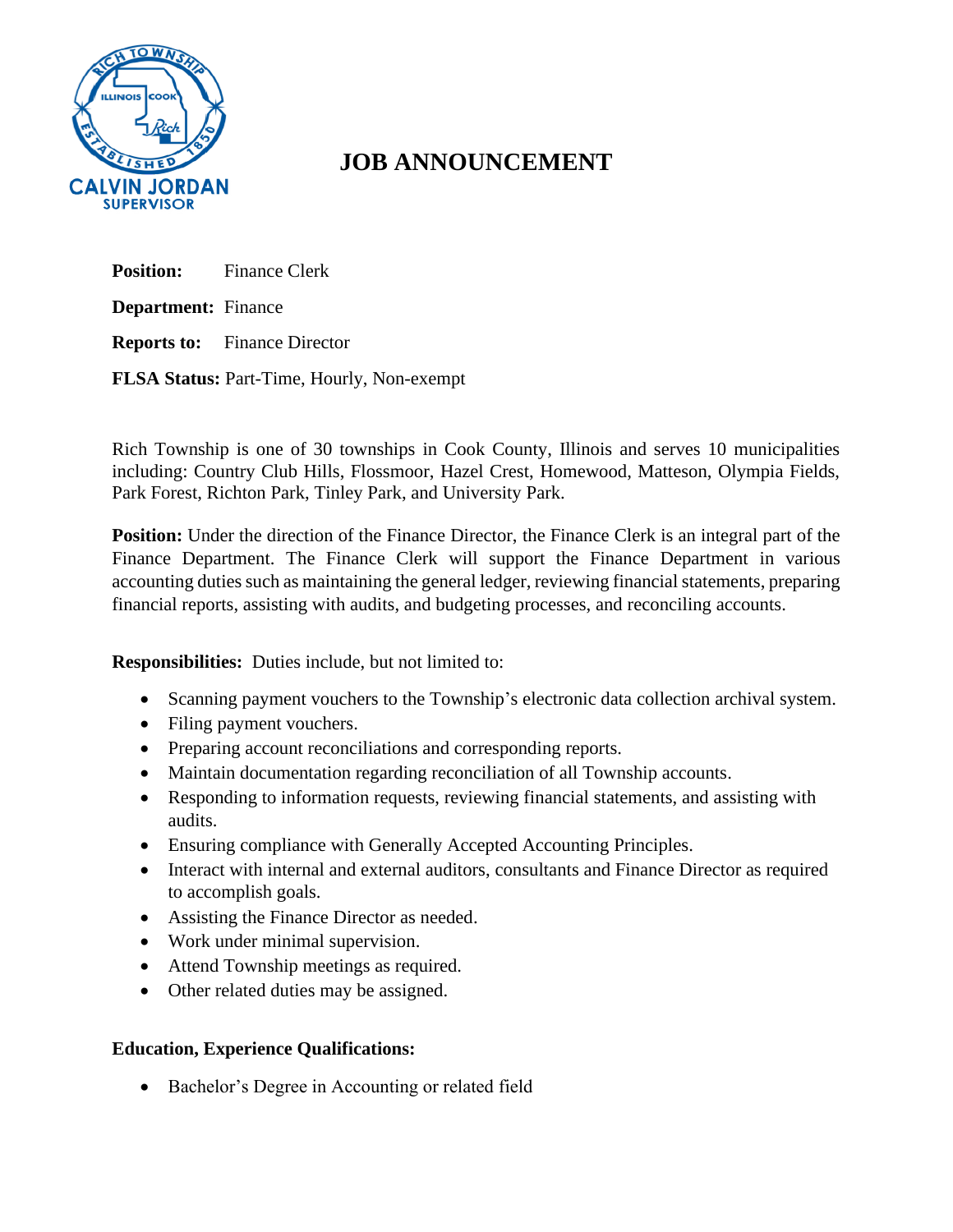CALVIN JORDAN
SUPERVISOR

# JOB ANNOUNCEMENT

**Position:** Finance Clerk

**Department:** Finance

**Reports to:** Finance Director

**FLSA Status:** Part-Time, Hourly, Non-exempt

Rich Township is one of 30 townships in Cook County, Illinois and serves 10 municipalities including: Country Club Hills, Flossmoor, Hazel Crest, Homewood, Matteson, Olympia Fields, Park Forest, Richton Park, Tinley Park, and University Park.

**Position:** Under the direction of the Finance Director, the Finance Clerk is an integral part of the Finance Department. The Finance Clerk will support the Finance Department in various accounting duties such as maintaining the general ledger, reviewing financial statements, preparing financial reports, assisting with audits, and budgeting processes, and reconciling accounts.

**Responsibilities:** Duties include, but not limited to:

- Scanning payment vouchers to the Township's electronic data collection archival system.
- Filing payment vouchers.
- Preparing account reconciliations and corresponding reports.
- Maintain documentation regarding reconciliation of all Township accounts.
- Responding to information requests, reviewing financial statements, and assisting with audits.
- Ensuring compliance with Generally Accepted Accounting Principles.
- Interact with internal and external auditors, consultants and Finance Director as required to accomplish goals.
- Assisting the Finance Director as needed.
- Work under minimal supervision.
- Attend Township meetings as required.
- Other related duties may be assigned.

**Education, Experience Qualifications:**

- Bachelor's Degree in Accounting or related field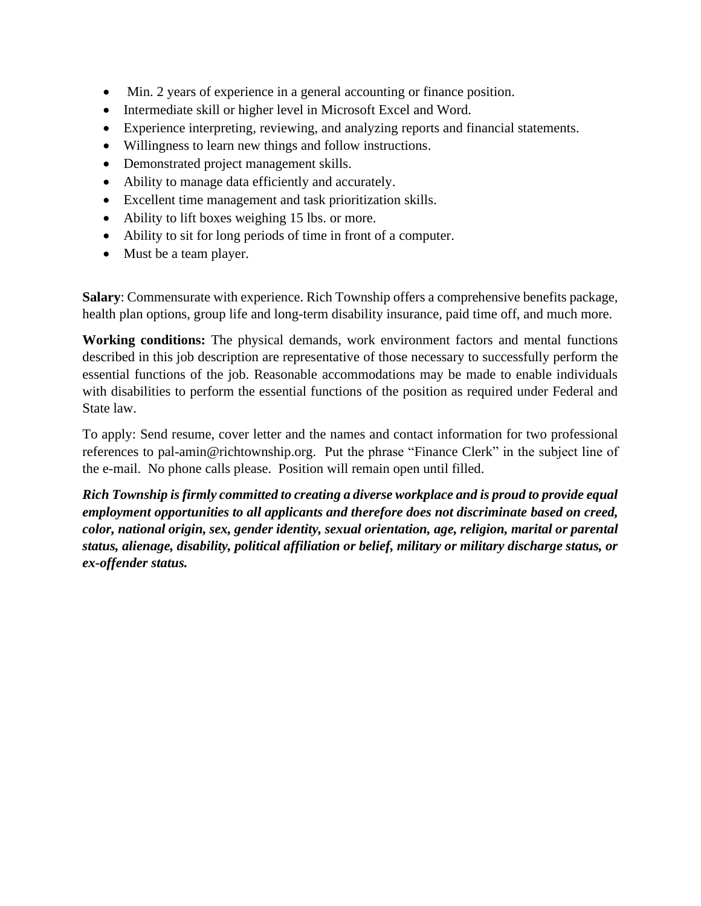- Min. 2 years of experience in a general accounting or finance position.
- Intermediate skill or higher level in Microsoft Excel and Word.
- Experience interpreting, reviewing, and analyzing reports and financial statements.
- Willingness to learn new things and follow instructions.
- Demonstrated project management skills.
- Ability to manage data efficiently and accurately.
- Excellent time management and task prioritization skills.
- Ability to lift boxes weighing 15 lbs. or more.
- Ability to sit for long periods of time in front of a computer.
- Must be a team player.

**Salary**: Commensurate with experience. Rich Township offers a comprehensive benefits package, health plan options, group life and long-term disability insurance, paid time off, and much more.

**Working conditions:** The physical demands, work environment factors and mental functions described in this job description are representative of those necessary to successfully perform the essential functions of the job. Reasonable accommodations may be made to enable individuals with disabilities to perform the essential functions of the position as required under Federal and State law.

To apply: Send resume, cover letter and the names and contact information for two professional references to pal-amin@richtownship.org. Put the phrase "Finance Clerk" in the subject line of the e-mail. No phone calls please. Position will remain open until filled.

***Rich Township is firmly committed to creating a diverse workplace and is proud to provide equal employment opportunities to all applicants and therefore does not discriminate based on creed, color, national origin, sex, gender identity, sexual orientation, age, religion, marital or parental status, alienage, disability, political affiliation or belief, military or military discharge status, or ex-offender status.***